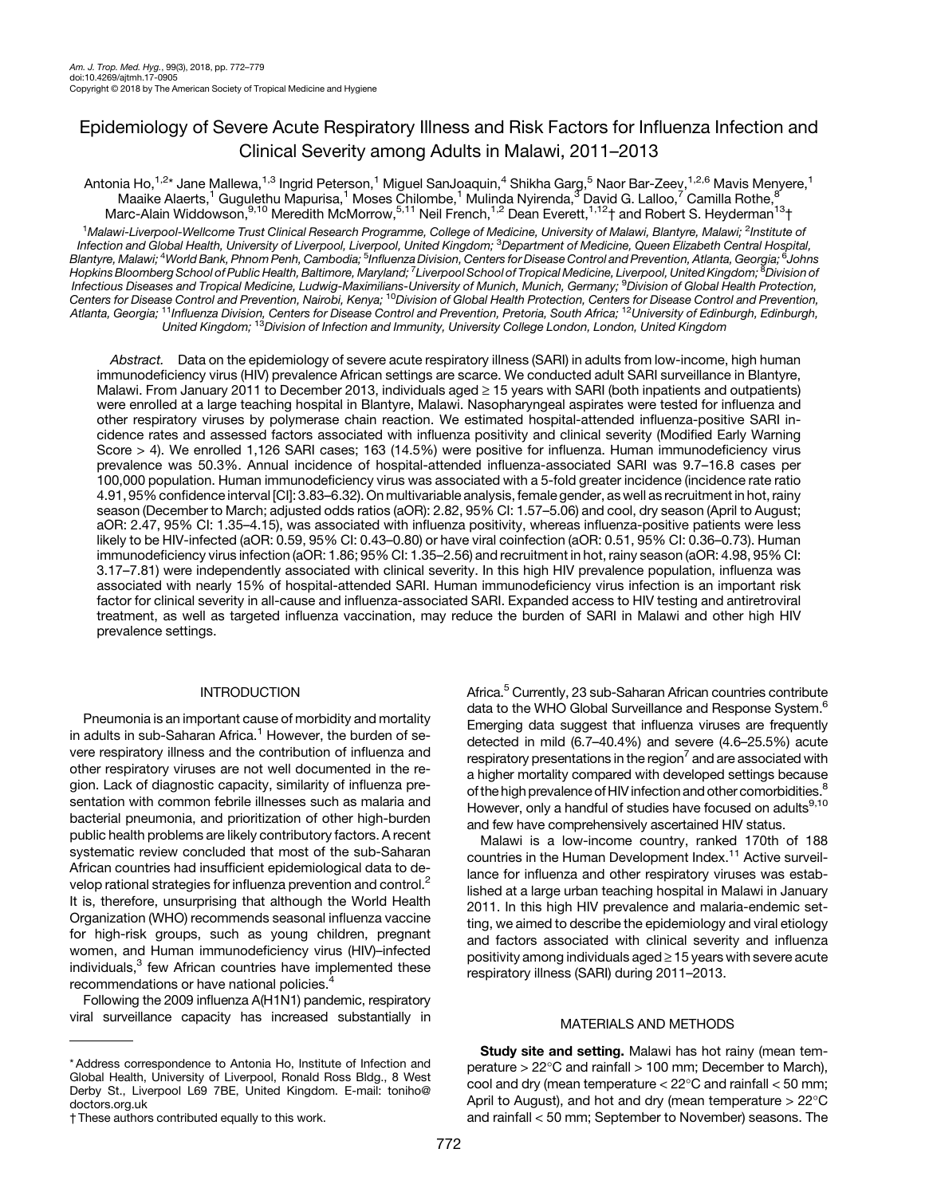# Epidemiology of Severe Acute Respiratory Illness and Risk Factors for Influenza Infection and Clinical Severity among Adults in Malawi, 2011–2013

Antonia Ho,[1,2]* Jane Mallewa,[1,3] Ingrid Peterson,[1] Miguel SanJoaquin,[4] Shikha Garg,[5] Naor Bar-Zeev,[1,2,6] Mavis Menyere,[1] Maaike Alaerts,[1] Gugulethu Mapurisa,[1] Moses Chilombe,[1] Mulinda Nyirenda,[3] David G. Lalloo,[7] Camilla Rothe,[8] Marc-Alain Widdowson,[9,10] Meredith McMorrow,[5,11] Neil French,[1,2] Dean Everett,[1,12]† and Robert S. Heyderman[13]†

[1]Malawi-Liverpool-Wellcome Trust Clinical Research Programme, College of Medicine, University of Malawi, Blantyre, Malawi; [2]Institute of Infection and Global Health, University of Liverpool, Liverpool, United Kingdom; [3]Department of Medicine, Queen Elizabeth Central Hospital, Blantyre, Malawi; [4]World Bank, Phnom Penh, Cambodia; [5]Influenza Division, Centers for Disease Control and Prevention, Atlanta, Georgia; [6]Johns Hopkins Bloomberg School of Public Health, Baltimore, Maryland; [7]Liverpool School of Tropical Medicine, Liverpool, United Kingdom; [8]Division of Infectious Diseases and Tropical Medicine, Ludwig-Maximilians-University of Munich, Munich, Germany; [9]Division of Global Health Protection, Centers for Disease Control and Prevention, Nairobi, Kenya; [10]Division of Global Health Protection, Centers for Disease Control and Prevention, Atlanta, Georgia; [11]Influenza Division, Centers for Disease Control and Prevention, Pretoria, South Africa; [12]University of Edinburgh, Edinburgh, United Kingdom; [13]Division of Infection and Immunity, University College London, London, United Kingdom

*Abstract.* Data on the epidemiology of severe acute respiratory illness (SARI) in adults from low-income, high human immunodeficiency virus (HIV) prevalence African settings are scarce. We conducted adult SARI surveillance in Blantyre, Malawi. From January 2011 to December 2013, individuals aged ≥ 15 years with SARI (both inpatients and outpatients) were enrolled at a large teaching hospital in Blantyre, Malawi. Nasopharyngeal aspirates were tested for influenza and other respiratory viruses by polymerase chain reaction. We estimated hospital-attended influenza-positive SARI incidence rates and assessed factors associated with influenza positivity and clinical severity (Modified Early Warning Score > 4). We enrolled 1,126 SARI cases; 163 (14.5%) were positive for influenza. Human immunodeficiency virus prevalence was 50.3%. Annual incidence of hospital-attended influenza-associated SARI was 9.7–16.8 cases per 100,000 population. Human immunodeficiency virus was associated with a 5-fold greater incidence (incidence rate ratio 4.91, 95% confidence interval [CI]: 3.83–6.32). On multivariable analysis, female gender, as well as recruitment in hot, rainy season (December to March; adjusted odds ratios (aOR): 2.82, 95% CI: 1.57–5.06) and cool, dry season (April to August; aOR: 2.47, 95% CI: 1.35–4.15), was associated with influenza positivity, whereas influenza-positive patients were less likely to be HIV-infected (aOR: 0.59, 95% CI: 0.43–0.80) or have viral coinfection (aOR: 0.51, 95% CI: 0.36–0.73). Human immunodeficiency virus infection (aOR: 1.86; 95% CI: 1.35–2.56) and recruitment in hot, rainy season (aOR: 4.98, 95% CI: 3.17–7.81) were independently associated with clinical severity. In this high HIV prevalence population, influenza was associated with nearly 15% of hospital-attended SARI. Human immunodeficiency virus infection is an important risk factor for clinical severity in all-cause and influenza-associated SARI. Expanded access to HIV testing and antiretroviral treatment, as well as targeted influenza vaccination, may reduce the burden of SARI in Malawi and other high HIV prevalence settings.

## INTRODUCTION

Pneumonia is an important cause of morbidity and mortality in adults in sub-Saharan Africa.[1] However, the burden of severe respiratory illness and the contribution of influenza and other respiratory viruses are not well documented in the region. Lack of diagnostic capacity, similarity of influenza presentation with common febrile illnesses such as malaria and bacterial pneumonia, and prioritization of other high-burden public health problems are likely contributory factors. A recent systematic review concluded that most of the sub-Saharan African countries had insufficient epidemiological data to develop rational strategies for influenza prevention and control.[2] It is, therefore, unsurprising that although the World Health Organization (WHO) recommends seasonal influenza vaccine for high-risk groups, such as young children, pregnant women, and Human immunodeficiency virus (HIV)–infected individuals,[3] few African countries have implemented these recommendations or have national policies.[4]

Following the 2009 influenza A(H1N1) pandemic, respiratory viral surveillance capacity has increased substantially in Africa.[5] Currently, 23 sub-Saharan African countries contribute data to the WHO Global Surveillance and Response System.[6] Emerging data suggest that influenza viruses are frequently detected in mild (6.7–40.4%) and severe (4.6–25.5%) acute respiratory presentations in the region[7] and are associated with a higher mortality compared with developed settings because of the high prevalence of HIV infection and other comorbidities.[8] However, only a handful of studies have focused on adults[9,10] and few have comprehensively ascertained HIV status.

Malawi is a low-income country, ranked 170th of 188 countries in the Human Development Index.[11] Active surveillance for influenza and other respiratory viruses was established at a large urban teaching hospital in Malawi in January 2011. In this high HIV prevalence and malaria-endemic setting, we aimed to describe the epidemiology and viral etiology and factors associated with clinical severity and influenza positivity among individuals aged ≥ 15 years with severe acute respiratory illness (SARI) during 2011–2013.

## MATERIALS AND METHODS

**Study site and setting.** Malawi has hot rainy (mean temperature > 22°C and rainfall > 100 mm; December to March), cool and dry (mean temperature < 22°C and rainfall < 50 mm; April to August), and hot and dry (mean temperature > 22°C and rainfall < 50 mm; September to November) seasons. The

* Address correspondence to Antonia Ho, Institute of Infection and Global Health, University of Liverpool, Ronald Ross Bldg., 8 West Derby St., Liverpool L69 7BE, United Kingdom. E-mail: toniho@doctors.org.uk

† These authors contributed equally to this work.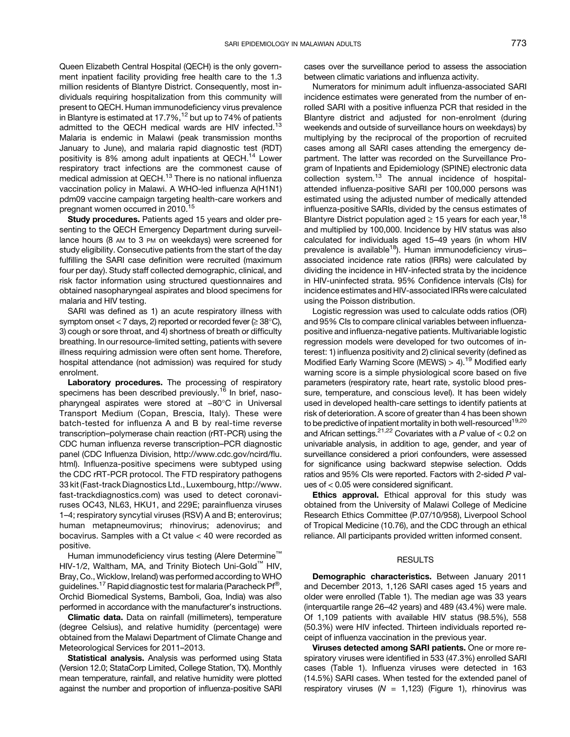Queen Elizabeth Central Hospital (QECH) is the only government inpatient facility providing free health care to the 1.3 million residents of Blantyre District. Consequently, most individuals requiring hospitalization from this community will present to QECH. Human immunodeficiency virus prevalence in Blantyre is estimated at 17.7%,[12] but up to 74% of patients admitted to the QECH medical wards are HIV infected.[13] Malaria is endemic in Malawi (peak transmission months January to June), and malaria rapid diagnostic test (RDT) positivity is 8% among adult inpatients at QECH.[14] Lower respiratory tract infections are the commonest cause of medical admission at QECH.[13] There is no national influenza vaccination policy in Malawi. A WHO-led influenza A(H1N1) pdm09 vaccine campaign targeting health-care workers and pregnant women occurred in 2010.[15]

**Study procedures.** Patients aged 15 years and older presenting to the QECH Emergency Department during surveillance hours (8 AM to 3 PM on weekdays) were screened for study eligibility. Consecutive patients from the start of the day fulfilling the SARI case definition were recruited (maximum four per day). Study staff collected demographic, clinical, and risk factor information using structured questionnaires and obtained nasopharyngeal aspirates and blood specimens for malaria and HIV testing.

SARI was defined as 1) an acute respiratory illness with symptom onset < 7 days, 2) reported or recorded fever (≥ 38°C), 3) cough or sore throat, and 4) shortness of breath or difficulty breathing. In our resource-limited setting, patients with severe illness requiring admission were often sent home. Therefore, hospital attendance (not admission) was required for study enrolment.

**Laboratory procedures.** The processing of respiratory specimens has been described previously.[16] In brief, nasopharyngeal aspirates were stored at −80°C in Universal Transport Medium (Copan, Brescia, Italy). These were batch-tested for influenza A and B by real-time reverse transcription–polymerase chain reaction (rRT-PCR) using the CDC human influenza reverse transcription–PCR diagnostic panel (CDC Influenza Division, http://www.cdc.gov/ncird/flu.html). Influenza-positive specimens were subtyped using the CDC rRT-PCR protocol. The FTD respiratory pathogens 33 kit (Fast-track Diagnostics Ltd., Luxembourg, http://www.fast-trackdiagnostics.com) was used to detect coronaviruses OC43, NL63, HKU1, and 229E; parainfluenza viruses 1–4; respiratory syncytial viruses (RSV) A and B; enterovirus; human metapneumovirus; rhinovirus; adenovirus; and bocavirus. Samples with a Ct value < 40 were recorded as positive.

Human immunodeficiency virus testing (Alere Determine™ HIV-1/2, Waltham, MA, and Trinity Biotech Uni-Gold™ HIV, Bray, Co., Wicklow, Ireland) was performed according to WHO guidelines.[17] Rapid diagnostic test for malaria (Paracheck Pf®, Orchid Biomedical Systems, Bamboli, Goa, India) was also performed in accordance with the manufacturer's instructions.

**Climatic data.** Data on rainfall (millimeters), temperature (degree Celsius), and relative humidity (percentage) were obtained from the Malawi Department of Climate Change and Meteorological Services for 2011–2013.

**Statistical analysis.** Analysis was performed using Stata (Version 12.0; StataCorp Limited, College Station, TX). Monthly mean temperature, rainfall, and relative humidity were plotted against the number and proportion of influenza-positive SARI cases over the surveillance period to assess the association between climatic variations and influenza activity.

Numerators for minimum adult influenza-associated SARI incidence estimates were generated from the number of enrolled SARI with a positive influenza PCR that resided in the Blantyre district and adjusted for non-enrolment (during weekends and outside of surveillance hours on weekdays) by multiplying by the reciprocal of the proportion of recruited cases among all SARI cases attending the emergency department. The latter was recorded on the Surveillance Program of Inpatients and Epidemiology (SPINE) electronic data collection system.[13] The annual incidence of hospital-attended influenza-positive SARI per 100,000 persons was estimated using the adjusted number of medically attended influenza-positive SARIs, divided by the census estimates of Blantyre District population aged ≥ 15 years for each year,[18] and multiplied by 100,000. Incidence by HIV status was also calculated for individuals aged 15–49 years (in whom HIV prevalence is available[18]). Human immunodeficiency virus–associated incidence rate ratios (IRRs) were calculated by dividing the incidence in HIV-infected strata by the incidence in HIV-uninfected strata. 95% Confidence intervals (CIs) for incidence estimates and HIV-associated IRRs were calculated using the Poisson distribution.

Logistic regression was used to calculate odds ratios (OR) and 95% CIs to compare clinical variables between influenza-positive and influenza-negative patients. Multivariable logistic regression models were developed for two outcomes of interest: 1) influenza positivity and 2) clinical severity (defined as Modified Early Warning Score (MEWS) > 4).[19] Modified early warning score is a simple physiological score based on five parameters (respiratory rate, heart rate, systolic blood pressure, temperature, and conscious level). It has been widely used in developed health-care settings to identify patients at risk of deterioration. A score of greater than 4 has been shown to be predictive of inpatient mortality in both well-resourced[19,20] and African settings.[21,22] Covariates with a $P$ value of < 0.2 on univariable analysis, in addition to age, gender, and year of surveillance considered a priori confounders, were assessed for significance using backward stepwise selection. Odds ratios and 95% CIs were reported. Factors with 2-sided $P$ values of < 0.05 were considered significant.

**Ethics approval.** Ethical approval for this study was obtained from the University of Malawi College of Medicine Research Ethics Committee (P.07/10/958), Liverpool School of Tropical Medicine (10.76), and the CDC through an ethical reliance. All participants provided written informed consent.

## RESULTS

**Demographic characteristics.** Between January 2011 and December 2013, 1,126 SARI cases aged 15 years and older were enrolled (Table 1). The median age was 33 years (interquartile range 26–42 years) and 489 (43.4%) were male. Of 1,109 patients with available HIV status (98.5%), 558 (50.3%) were HIV infected. Thirteen individuals reported receipt of influenza vaccination in the previous year.

**Viruses detected among SARI patients.** One or more respiratory viruses were identified in 533 (47.3%) enrolled SARI cases (Table 1). Influenza viruses were detected in 163 (14.5%) SARI cases. When tested for the extended panel of respiratory viruses ($N$ = 1,123) (Figure 1), rhinovirus was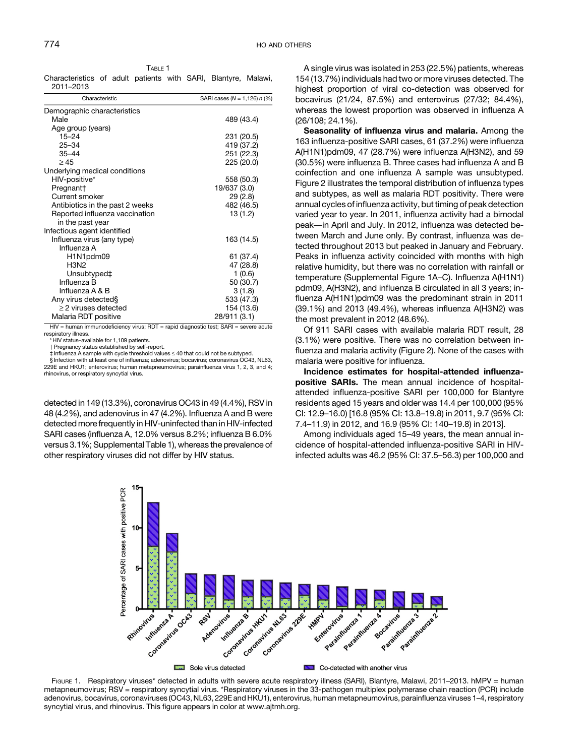TABLE 1

Characteristics of adult patients with SARI, Blantyre, Malawi, 2011–2013

| Characteristic | SARI cases (N = 1,126) n (%) |
|---|---|
| Demographic characteristics | |
| Male | 489 (43.4) |
| Age group (years) | |
| 15–24 | 231 (20.5) |
| 25–34 | 419 (37.2) |
| 35–44 | 251 (22.3) |
| ≥ 45 | 225 (20.0) |
| Underlying medical conditions | |
| HIV-positive* | 558 (50.3) |
| Pregnant† | 19/637 (3.0) |
| Current smoker | 29 (2.8) |
| Antibiotics in the past 2 weeks | 482 (46.5) |
| Reported influenza vaccination in the past year | 13 (1.2) |
| Infectious agent identified | |
| Influenza virus (any type) | 163 (14.5) |
| Influenza A | |
| H1N1pdm09 | 61 (37.4) |
| H3N2 | 47 (28.8) |
| Unsubtyped‡ | 1 (0.6) |
| Influenza B | 50 (30.7) |
| Influenza A & B | 3 (1.8) |
| Any virus detected§ | 533 (47.3) |
| ≥ 2 viruses detected | 154 (13.6) |
| Malaria RDT positive | 28/911 (3.1) |

HIV = human immunodeficiency virus; RDT = rapid diagnostic test; SARI = severe acute respiratory illness.
* HIV status–available for 1,109 patients.
† Pregnancy status established by self-report.
‡ Influenza A sample with cycle threshold values ≤ 40 that could not be subtyped.
§ Infection with at least one of influenza; adenovirus; bocavirus; coronavirus OC43, NL63, 229E and HKU1; enterovirus; human metapneumovirus; parainfluenza virus 1, 2, 3, and 4; rhinovirus, or respiratory syncytial virus.

detected in 149 (13.3%), coronavirus OC43 in 49 (4.4%), RSV in 48 (4.2%), and adenovirus in 47 (4.2%). Influenza A and B were detected more frequently in HIV-uninfected than in HIV-infected SARI cases (influenza A, 12.0% versus 8.2%; influenza B 6.0% versus 3.1%; Supplemental Table 1), whereas the prevalence of other respiratory viruses did not differ by HIV status.

A single virus was isolated in 253 (22.5%) patients, whereas 154 (13.7%) individuals had two or more viruses detected. The highest proportion of viral co-detection was observed for bocavirus (21/24, 87.5%) and enterovirus (27/32; 84.4%), whereas the lowest proportion was observed in influenza A (26/108; 24.1%).

**Seasonality of influenza virus and malaria.** Among the 163 influenza-positive SARI cases, 61 (37.2%) were influenza A(H1N1)pdm09, 47 (28.7%) were influenza A(H3N2), and 59 (30.5%) were influenza B. Three cases had influenza A and B coinfection and one influenza A sample was unsubtyped. Figure 2 illustrates the temporal distribution of influenza types and subtypes, as well as malaria RDT positivity. There were annual cycles of influenza activity, but timing of peak detection varied year to year. In 2011, influenza activity had a bimodal peak—in April and July. In 2012, influenza was detected between March and June only. By contrast, influenza was detected throughout 2013 but peaked in January and February. Peaks in influenza activity coincided with months with high relative humidity, but there was no correlation with rainfall or temperature (Supplemental Figure 1A–C). Influenza A(H1N1) pdm09, A(H3N2), and influenza B circulated in all 3 years; influenza A(H1N1)pdm09 was the predominant strain in 2011 (39.1%) and 2013 (49.4%), whereas influenza A(H3N2) was the most prevalent in 2012 (48.6%).

Of 911 SARI cases with available malaria RDT result, 28 (3.1%) were positive. There was no correlation between influenza and malaria activity (Figure 2). None of the cases with malaria were positive for influenza.

**Incidence estimates for hospital-attended influenza-positive SARIs.** The mean annual incidence of hospital-attended influenza-positive SARI per 100,000 for Blantyre residents aged 15 years and older was 14.4 per 100,000 (95% CI: 12.9–16.0) [16.8 (95% CI: 13.8–19.8) in 2011, 9.7 (95% CI: 7.4–11.9) in 2012, and 16.9 (95% CI: 140–19.8) in 2013].

Among individuals aged 15–49 years, the mean annual incidence of hospital-attended influenza-positive SARI in HIV-infected adults was 46.2 (95% CI: 37.5–56.3) per 100,000 and

FIGURE 1. Respiratory viruses* detected in adults with severe acute respiratory illness (SARI), Blantyre, Malawi, 2011–2013. hMPV = human metapneumovirus; RSV = respiratory syncytial virus. *Respiratory viruses in the 33-pathogen multiplex polymerase chain reaction (PCR) include adenovirus, bocavirus, coronaviruses (OC43, NL63, 229E and HKU1), enterovirus, human metapneumovirus, parainfluenza viruses 1–4, respiratory syncytial virus, and rhinovirus. This figure appears in color at www.ajtmh.org.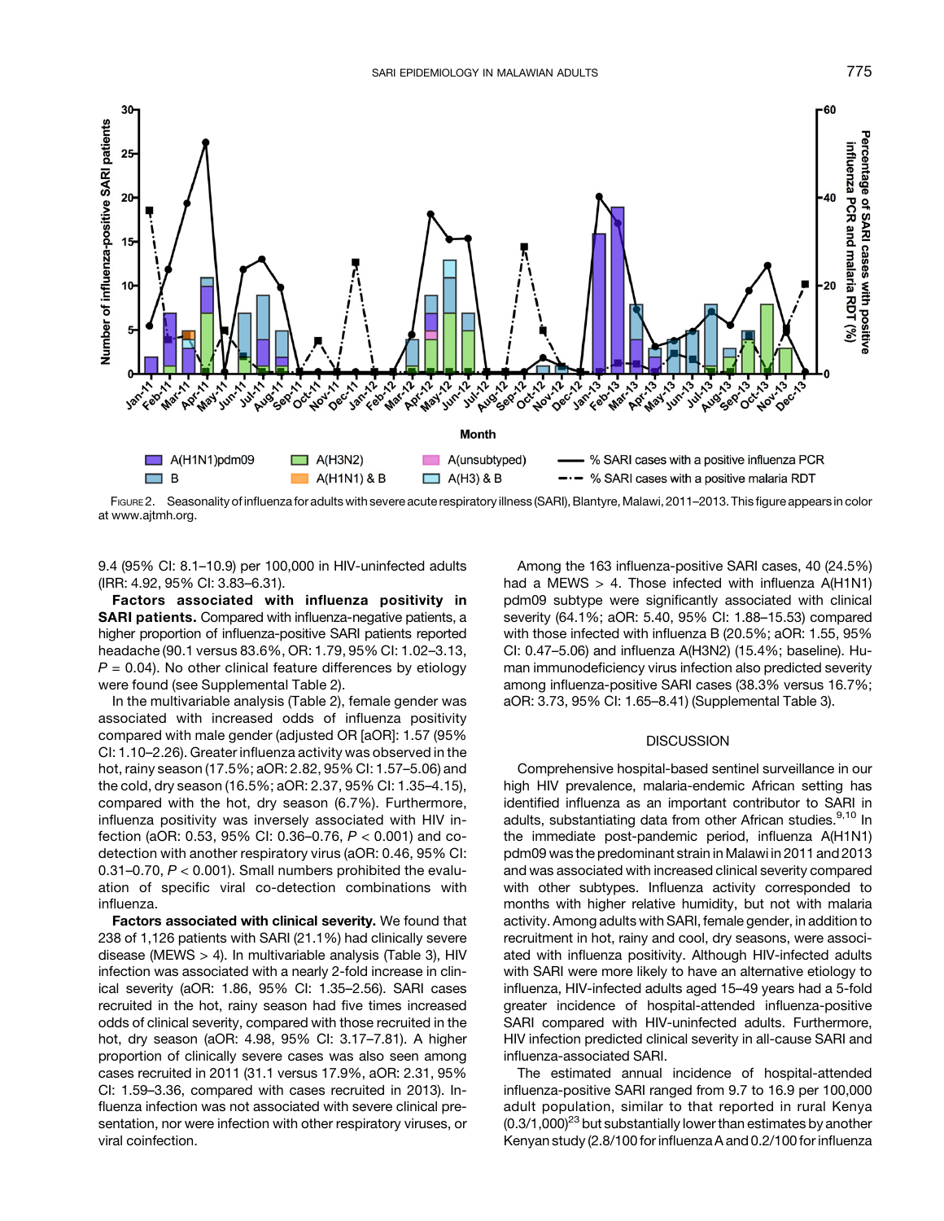FIGURE 2. Seasonality of influenza for adults with severe acute respiratory illness (SARI), Blantyre, Malawi, 2011–2013. This figure appears in color at www.ajtmh.org.

9.4 (95% CI: 8.1–10.9) per 100,000 in HIV-uninfected adults (IRR: 4.92, 95% CI: 3.83–6.31).

**Factors associated with influenza positivity in SARI patients.** Compared with influenza-negative patients, a higher proportion of influenza-positive SARI patients reported headache (90.1 versus 83.6%, OR: 1.79, 95% CI: 1.02–3.13, $P = 0.04$). No other clinical feature differences by etiology were found (see Supplemental Table 2).

In the multivariable analysis (Table 2), female gender was associated with increased odds of influenza positivity compared with male gender (adjusted OR [aOR]: 1.57 (95% CI: 1.10–2.26). Greater influenza activity was observed in the hot, rainy season (17.5%; aOR: 2.82, 95% CI: 1.57–5.06) and the cold, dry season (16.5%; aOR: 2.37, 95% CI: 1.35–4.15), compared with the hot, dry season (6.7%). Furthermore, influenza positivity was inversely associated with HIV infection (aOR: 0.53, 95% CI: 0.36–0.76, $P < 0.001$) and co-detection with another respiratory virus (aOR: 0.46, 95% CI: 0.31–0.70, $P < 0.001$). Small numbers prohibited the evaluation of specific viral co-detection combinations with influenza.

**Factors associated with clinical severity.** We found that 238 of 1,126 patients with SARI (21.1%) had clinically severe disease (MEWS > 4). In multivariable analysis (Table 3), HIV infection was associated with a nearly 2-fold increase in clinical severity (aOR: 1.86, 95% CI: 1.35–2.56). SARI cases recruited in the hot, rainy season had five times increased odds of clinical severity, compared with those recruited in the hot, dry season (aOR: 4.98, 95% CI: 3.17–7.81). A higher proportion of clinically severe cases was also seen among cases recruited in 2011 (31.1 versus 17.9%, aOR: 2.31, 95% CI: 1.59–3.36, compared with cases recruited in 2013). Influenza infection was not associated with severe clinical presentation, nor were infection with other respiratory viruses, or viral coinfection.

Among the 163 influenza-positive SARI cases, 40 (24.5%) had a MEWS > 4. Those infected with influenza A(H1N1) pdm09 subtype were significantly associated with clinical severity (64.1%; aOR: 5.40, 95% CI: 1.88–15.53) compared with those infected with influenza B (20.5%; aOR: 1.55, 95% CI: 0.47–5.06) and influenza A(H3N2) (15.4%; baseline). Human immunodeficiency virus infection also predicted severity among influenza-positive SARI cases (38.3% versus 16.7%; aOR: 3.73, 95% CI: 1.65–8.41) (Supplemental Table 3).

## DISCUSSION

Comprehensive hospital-based sentinel surveillance in our high HIV prevalence, malaria-endemic African setting has identified influenza as an important contributor to SARI in adults, substantiating data from other African studies.[9,10] In the immediate post-pandemic period, influenza A(H1N1) pdm09 was the predominant strain in Malawi in 2011 and 2013 and was associated with increased clinical severity compared with other subtypes. Influenza activity corresponded to months with higher relative humidity, but not with malaria activity. Among adults with SARI, female gender, in addition to recruitment in hot, rainy and cool, dry seasons, were associated with influenza positivity. Although HIV-infected adults with SARI were more likely to have an alternative etiology to influenza, HIV-infected adults aged 15–49 years had a 5-fold greater incidence of hospital-attended influenza-positive SARI compared with HIV-uninfected adults. Furthermore, HIV infection predicted clinical severity in all-cause SARI and influenza-associated SARI.

The estimated annual incidence of hospital-attended influenza-positive SARI ranged from 9.7 to 16.9 per 100,000 adult population, similar to that reported in rural Kenya (0.3/1,000)[23] but substantially lower than estimates by another Kenyan study (2.8/100 for influenza A and 0.2/100 for influenza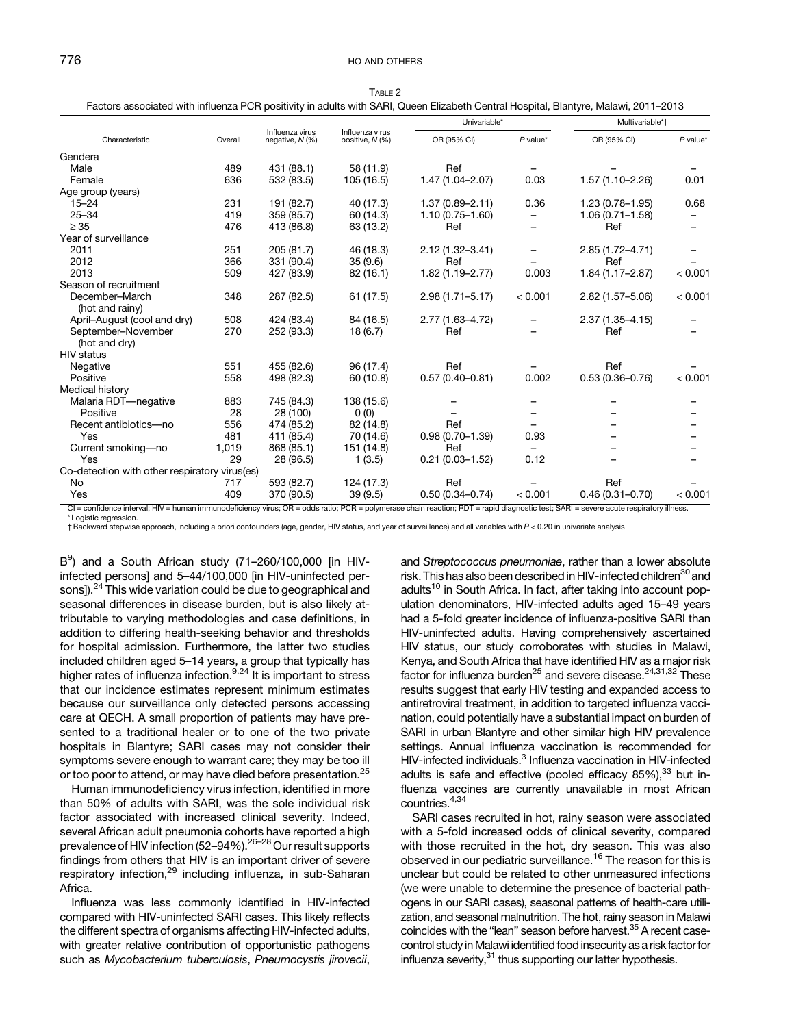TABLE 2

Factors associated with influenza PCR positivity in adults with SARI, Queen Elizabeth Central Hospital, Blantyre, Malawi, 2011–2013

| Characteristic | Overall | Influenza virus negative, N (%) | Influenza virus positive, N (%) | Univariable* | | Multivariable*† | |
|---|---|---|---|---|---|---|---|
| | | | | OR (95% CI) | P value* | OR (95% CI) | P value* |
| Gender[a] | | | | | | | |
| Male | 489 | 431 (88.1) | 58 (11.9) | Ref | – | – | – |
| Female | 636 | 532 (83.5) | 105 (16.5) | 1.47 (1.04–2.07) | 0.03 | 1.57 (1.10–2.26) | 0.01 |
| Age group (years) | | | | | | | |
| 15–24 | 231 | 191 (82.7) | 40 (17.3) | 1.37 (0.89–2.11) | 0.36 | 1.23 (0.78–1.95) | 0.68 |
| 25–34 | 419 | 359 (85.7) | 60 (14.3) | 1.10 (0.75–1.60) | – | 1.06 (0.71–1.58) | – |
| ≥ 35 | 476 | 413 (86.8) | 63 (13.2) | Ref | – | Ref | – |
| Year of surveillance | | | | | | | |
| 2011 | 251 | 205 (81.7) | 46 (18.3) | 2.12 (1.32–3.41) | – | 2.85 (1.72–4.71) | – |
| 2012 | 366 | 331 (90.4) | 35 (9.6) | Ref | – | Ref | – |
| 2013 | 509 | 427 (83.9) | 82 (16.1) | 1.82 (1.19–2.77) | 0.003 | 1.84 (1.17–2.87) | < 0.001 |
| Season of recruitment | | | | | | | |
| December–March (hot and rainy) | 348 | 287 (82.5) | 61 (17.5) | 2.98 (1.71–5.17) | < 0.001 | 2.82 (1.57–5.06) | < 0.001 |
| April–August (cool and dry) | 508 | 424 (83.4) | 84 (16.5) | 2.77 (1.63–4.72) | – | 2.37 (1.35–4.15) | – |
| September–November (hot and dry) | 270 | 252 (93.3) | 18 (6.7) | Ref | – | Ref | – |
| HIV status | | | | | | | |
| Negative | 551 | 455 (82.6) | 96 (17.4) | Ref | – | Ref | – |
| Positive | 558 | 498 (82.3) | 60 (10.8) | 0.57 (0.40–0.81) | 0.002 | 0.53 (0.36–0.76) | < 0.001 |
| Medical history | | | | | | | |
| Malaria RDT—negative | 883 | 745 (84.3) | 138 (15.6) | – | – | – | – |
| Positive | 28 | 28 (100) | 0 (0) | – | – | – | – |
| Recent antibiotics—no | 556 | 474 (85.2) | 82 (14.8) | Ref | – | – | – |
| Yes | 481 | 411 (85.4) | 70 (14.6) | 0.98 (0.70–1.39) | 0.93 | – | – |
| Current smoking—no | 1,019 | 868 (85.1) | 151 (14.8) | Ref | – | – | – |
| Yes | 29 | 28 (96.5) | 1 (3.5) | 0.21 (0.03–1.52) | 0.12 | – | – |
| Co-detection with other respiratory virus(es) | | | | | | | |
| No | 717 | 593 (82.7) | 124 (17.3) | Ref | – | Ref | – |
| Yes | 409 | 370 (90.5) | 39 (9.5) | 0.50 (0.34–0.74) | < 0.001 | 0.46 (0.31–0.70) | < 0.001 |

CI = confidence interval; HIV = human immunodeficiency virus; OR = odds ratio; PCR = polymerase chain reaction; RDT = rapid diagnostic test; SARI = severe acute respiratory illness.
* Logistic regression.
† Backward stepwise approach, including a priori confounders (age, gender, HIV status, and year of surveillance) and all variables with $P < 0.20$ in univariate analysis

B[9]) and a South African study (71–260/100,000 [in HIV-infected persons] and 5–44/100,000 [in HIV-uninfected persons]).[24] This wide variation could be due to geographical and seasonal differences in disease burden, but is also likely attributable to varying methodologies and case definitions, in addition to differing health-seeking behavior and thresholds for hospital admission. Furthermore, the latter two studies included children aged 5–14 years, a group that typically has higher rates of influenza infection.[9,24] It is important to stress that our incidence estimates represent minimum estimates because our surveillance only detected persons accessing care at QECH. A small proportion of patients may have presented to a traditional healer or to one of the two private hospitals in Blantyre; SARI cases may not consider their symptoms severe enough to warrant care; they may be too ill or too poor to attend, or may have died before presentation.[25]

Human immunodeficiency virus infection, identified in more than 50% of adults with SARI, was the sole individual risk factor associated with increased clinical severity. Indeed, several African adult pneumonia cohorts have reported a high prevalence of HIV infection (52–94%).[26–28] Our result supports findings from others that HIV is an important driver of severe respiratory infection,[29] including influenza, in sub-Saharan Africa.

Influenza was less commonly identified in HIV-infected compared with HIV-uninfected SARI cases. This likely reflects the different spectra of organisms affecting HIV-infected adults, with greater relative contribution of opportunistic pathogens such as *Mycobacterium tuberculosis*, *Pneumocystis jirovecii*, and *Streptococcus pneumoniae*, rather than a lower absolute risk. This has also been described in HIV-infected children[30] and adults[10] in South Africa. In fact, after taking into account population denominators, HIV-infected adults aged 15–49 years had a 5-fold greater incidence of influenza-positive SARI than HIV-uninfected adults. Having comprehensively ascertained HIV status, our study corroborates with studies in Malawi, Kenya, and South Africa that have identified HIV as a major risk factor for influenza burden[25] and severe disease.[24,31,32] These results suggest that early HIV testing and expanded access to antiretroviral treatment, in addition to targeted influenza vaccination, could potentially have a substantial impact on burden of SARI in urban Blantyre and other similar high HIV prevalence settings. Annual influenza vaccination is recommended for HIV-infected individuals.[3] Influenza vaccination in HIV-infected adults is safe and effective (pooled efficacy 85%),[33] but influenza vaccines are currently unavailable in most African countries.[4,34]

SARI cases recruited in hot, rainy season were associated with a 5-fold increased odds of clinical severity, compared with those recruited in the hot, dry season. This was also observed in our pediatric surveillance.[16] The reason for this is unclear but could be related to other unmeasured infections (we were unable to determine the presence of bacterial pathogens in our SARI cases), seasonal patterns of health-care utilization, and seasonal malnutrition. The hot, rainy season in Malawi coincides with the "lean" season before harvest.[35] A recent case-control study in Malawi identified food insecurity as a risk factor for influenza severity,[31] thus supporting our latter hypothesis.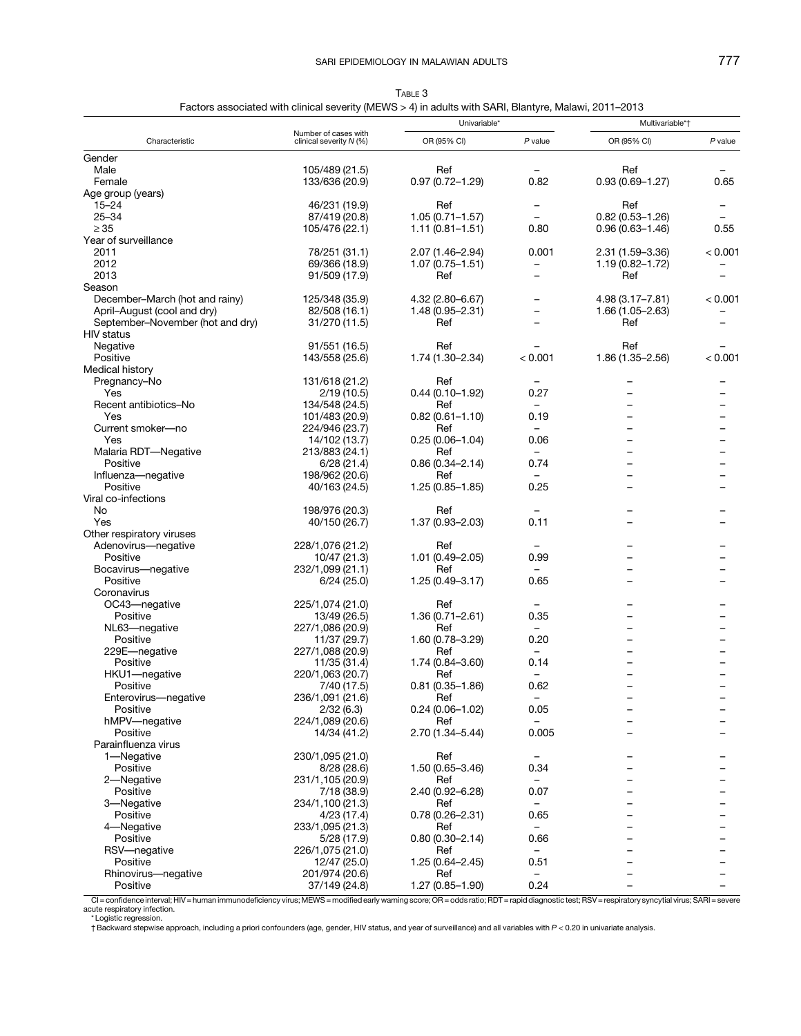Table 3

Factors associated with clinical severity (MEWS > 4) in adults with SARI, Blantyre, Malawi, 2011–2013

| Characteristic | Number of cases with clinical severity *N* (%) | Univariable* | | Multivariable*† | |
|---|---|---|---|---|---|
| | | OR (95% CI) | *P* value | OR (95% CI) | *P* value |
| Gender | | | | | |
| Male | 105/489 (21.5) | Ref | – | Ref | – |
| Female | 133/636 (20.9) | 0.97 (0.72–1.29) | 0.82 | 0.93 (0.69–1.27) | 0.65 |
| Age group (years) | | | | | |
| 15–24 | 46/231 (19.9) | Ref | – | Ref | – |
| 25–34 | 87/419 (20.8) | 1.05 (0.71–1.57) | – | 0.82 (0.53–1.26) | – |
| ≥ 35 | 105/476 (22.1) | 1.11 (0.81–1.51) | 0.80 | 0.96 (0.63–1.46) | 0.55 |
| Year of surveillance | | | | | |
| 2011 | 78/251 (31.1) | 2.07 (1.46–2.94) | 0.001 | 2.31 (1.59–3.36) | < 0.001 |
| 2012 | 69/366 (18.9) | 1.07 (0.75–1.51) | – | 1.19 (0.82–1.72) | – |
| 2013 | 91/509 (17.9) | Ref | – | Ref | – |
| Season | | | | | |
| December–March (hot and rainy) | 125/348 (35.9) | 4.32 (2.80–6.67) | – | 4.98 (3.17–7.81) | < 0.001 |
| April–August (cool and dry) | 82/508 (16.1) | 1.48 (0.95–2.31) | – | 1.66 (1.05–2.63) | – |
| September–November (hot and dry) | 31/270 (11.5) | Ref | – | Ref | – |
| HIV status | | | | | |
| Negative | 91/551 (16.5) | Ref | – | Ref | – |
| Positive | 143/558 (25.6) | 1.74 (1.30–2.34) | < 0.001 | 1.86 (1.35–2.56) | < 0.001 |
| Medical history | | | | | |
| Pregnancy–No | 131/618 (21.2) | Ref | – | – | – |
| Yes | 2/19 (10.5) | 0.44 (0.10–1.92) | 0.27 | – | – |
| Recent antibiotics–No | 134/548 (24.5) | Ref | – | – | – |
| Yes | 101/483 (20.9) | 0.82 (0.61–1.10) | 0.19 | – | – |
| Current smoker—no | 224/946 (23.7) | Ref | – | – | – |
| Yes | 14/102 (13.7) | 0.25 (0.06–1.04) | 0.06 | – | – |
| Malaria RDT—Negative | 213/883 (24.1) | Ref | – | – | – |
| Positive | 6/28 (21.4) | 0.86 (0.34–2.14) | 0.74 | – | – |
| Influenza—negative | 198/962 (20.6) | Ref | – | – | – |
| Positive | 40/163 (24.5) | 1.25 (0.85–1.85) | 0.25 | – | – |
| Viral co-infections | | | | | |
| No | 198/976 (20.3) | Ref | – | – | – |
| Yes | 40/150 (26.7) | 1.37 (0.93–2.03) | 0.11 | – | – |
| Other respiratory viruses | | | | | |
| Adenovirus—negative | 228/1,076 (21.2) | Ref | – | – | – |
| Positive | 10/47 (21.3) | 1.01 (0.49–2.05) | 0.99 | – | – |
| Bocavirus—negative | 232/1,099 (21.1) | Ref | – | – | – |
| Positive | 6/24 (25.0) | 1.25 (0.49–3.17) | 0.65 | – | – |
| Coronavirus | | | | | |
| OC43—negative | 225/1,074 (21.0) | Ref | – | – | – |
| Positive | 13/49 (26.5) | 1.36 (0.71–2.61) | 0.35 | – | – |
| NL63—negative | 227/1,086 (20.9) | Ref | – | – | – |
| Positive | 11/37 (29.7) | 1.60 (0.78–3.29) | 0.20 | – | – |
| 229E—negative | 227/1,088 (20.9) | Ref | – | – | – |
| Positive | 11/35 (31.4) | 1.74 (0.84–3.60) | 0.14 | – | – |
| HKU1—negative | 220/1,063 (20.7) | Ref | – | – | – |
| Positive | 7/40 (17.5) | 0.81 (0.35–1.86) | 0.62 | – | – |
| Enterovirus—negative | 236/1,091 (21.6) | Ref | – | – | – |
| Positive | 2/32 (6.3) | 0.24 (0.06–1.02) | 0.05 | – | – |
| hMPV—negative | 224/1,089 (20.6) | Ref | – | – | – |
| Positive | 14/34 (41.2) | 2.70 (1.34–5.44) | 0.005 | – | – |
| Parainfluenza virus | | | | | |
| 1—Negative | 230/1,095 (21.0) | Ref | – | – | – |
| Positive | 8/28 (28.6) | 1.50 (0.65–3.46) | 0.34 | – | – |
| 2—Negative | 231/1,105 (20.9) | Ref | – | – | – |
| Positive | 7/18 (38.9) | 2.40 (0.92–6.28) | 0.07 | – | – |
| 3—Negative | 234/1,100 (21.3) | Ref | – | – | – |
| Positive | 4/23 (17.4) | 0.78 (0.26–2.31) | 0.65 | – | – |
| 4—Negative | 233/1,095 (21.3) | Ref | – | – | – |
| Positive | 5/28 (17.9) | 0.80 (0.30–2.14) | 0.66 | – | – |
| RSV—negative | 226/1,075 (21.0) | Ref | – | – | – |
| Positive | 12/47 (25.0) | 1.25 (0.64–2.45) | 0.51 | – | – |
| Rhinovirus—negative | 201/974 (20.6) | Ref | – | – | – |
| Positive | 37/149 (24.8) | 1.27 (0.85–1.90) | 0.24 | – | – |

CI = confidence interval; HIV = human immunodeficiency virus; MEWS = modified early warning score; OR = odds ratio; RDT = rapid diagnostic test; RSV = respiratory syncytial virus; SARI = severe acute respiratory infection.

\* Logistic regression.

† Backward stepwise approach, including a priori confounders (age, gender, HIV status, and year of surveillance) and all variables with $P < 0.20$ in univariate analysis.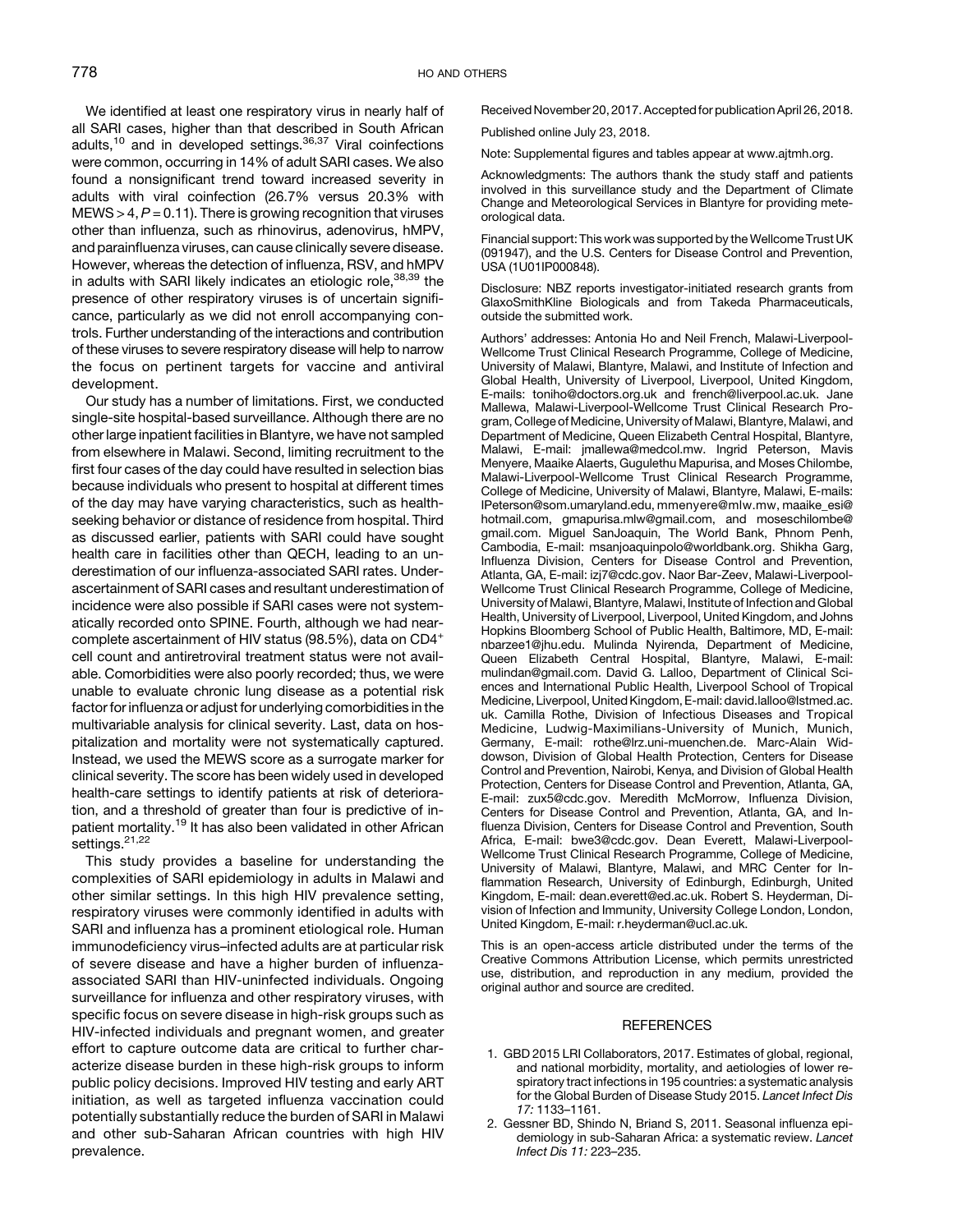We identified at least one respiratory virus in nearly half of all SARI cases, higher than that described in South African adults,[10] and in developed settings.[36,37] Viral coinfections were common, occurring in 14% of adult SARI cases. We also found a nonsignificant trend toward increased severity in adults with viral coinfection (26.7% versus 20.3% with MEWS $> 4$, $P = 0.11$). There is growing recognition that viruses other than influenza, such as rhinovirus, adenovirus, hMPV, and parainfluenza viruses, can cause clinically severe disease. However, whereas the detection of influenza, RSV, and hMPV in adults with SARI likely indicates an etiologic role,[38,39] the presence of other respiratory viruses is of uncertain significance, particularly as we did not enroll accompanying controls. Further understanding of the interactions and contribution of these viruses to severe respiratory disease will help to narrow the focus on pertinent targets for vaccine and antiviral development.

Our study has a number of limitations. First, we conducted single-site hospital-based surveillance. Although there are no other large inpatient facilities in Blantyre, we have not sampled from elsewhere in Malawi. Second, limiting recruitment to the first four cases of the day could have resulted in selection bias because individuals who present to hospital at different times of the day may have varying characteristics, such as health-seeking behavior or distance of residence from hospital. Third as discussed earlier, patients with SARI could have sought health care in facilities other than QECH, leading to an underestimation of our influenza-associated SARI rates. Underascertainment of SARI cases and resultant underestimation of incidence were also possible if SARI cases were not systematically recorded onto SPINE. Fourth, although we had near-complete ascertainment of HIV status (98.5%), data on $CD4^+$ cell count and antiretroviral treatment status were not available. Comorbidities were also poorly recorded; thus, we were unable to evaluate chronic lung disease as a potential risk factor for influenza or adjust for underlying comorbidities in the multivariable analysis for clinical severity. Last, data on hospitalization and mortality were not systematically captured. Instead, we used the MEWS score as a surrogate marker for clinical severity. The score has been widely used in developed health-care settings to identify patients at risk of deterioration, and a threshold of greater than four is predictive of in-patient mortality.[19] It has also been validated in other African settings.[21,22]

This study provides a baseline for understanding the complexities of SARI epidemiology in adults in Malawi and other similar settings. In this high HIV prevalence setting, respiratory viruses were commonly identified in adults with SARI and influenza has a prominent etiological role. Human immunodeficiency virus–infected adults are at particular risk of severe disease and have a higher burden of influenza-associated SARI than HIV-uninfected individuals. Ongoing surveillance for influenza and other respiratory viruses, with specific focus on severe disease in high-risk groups such as HIV-infected individuals and pregnant women, and greater effort to capture outcome data are critical to further characterize disease burden in these high-risk groups to inform public policy decisions. Improved HIV testing and early ART initiation, as well as targeted influenza vaccination could potentially substantially reduce the burden of SARI in Malawi and other sub-Saharan African countries with high HIV prevalence.

Received November 20, 2017. Accepted for publication April 26, 2018.

Published online July 23, 2018.

Note: Supplemental figures and tables appear at www.ajtmh.org.

Acknowledgments: The authors thank the study staff and patients involved in this surveillance study and the Department of Climate Change and Meteorological Services in Blantyre for providing meteorological data.

Financial support: This work was supported by the Wellcome Trust UK (091947), and the U.S. Centers for Disease Control and Prevention, USA (1U01IP000848).

Disclosure: NBZ reports investigator-initiated research grants from GlaxoSmithKline Biologicals and from Takeda Pharmaceuticals, outside the submitted work.

Authors' addresses: Antonia Ho and Neil French, Malawi-Liverpool-Wellcome Trust Clinical Research Programme, College of Medicine, University of Malawi, Blantyre, Malawi, and Institute of Infection and Global Health, University of Liverpool, Liverpool, United Kingdom, E-mails: toniho@doctors.org.uk and french@liverpool.ac.uk. Jane Mallewa, Malawi-Liverpool-Wellcome Trust Clinical Research Program, College of Medicine, University of Malawi, Blantyre, Malawi, and Department of Medicine, Queen Elizabeth Central Hospital, Blantyre, Malawi, E-mail: jmallewa@medcol.mw. Ingrid Peterson, Mavis Menyere, Maaike Alaerts, Gugulethu Mapurisa, and Moses Chilombe, Malawi-Liverpool-Wellcome Trust Clinical Research Programme, College of Medicine, University of Malawi, Blantyre, Malawi, E-mails: IPeterson@som.umaryland.edu, mmenyere@mlw.mw, maaike_esi@hotmail.com, gmapurisa.mlw@gmail.com, and moseschilombe@gmail.com. Miguel SanJoaquin, The World Bank, Phnom Penh, Cambodia, E-mail: msanjoaquinpolo@worldbank.org. Shikha Garg, Influenza Division, Centers for Disease Control and Prevention, Atlanta, GA, E-mail: izj7@cdc.gov. Naor Bar-Zeev, Malawi-Liverpool-Wellcome Trust Clinical Research Programme, College of Medicine, University of Malawi, Blantyre, Malawi, Institute of Infection and Global Health, University of Liverpool, Liverpool, United Kingdom, and Johns Hopkins Bloomberg School of Public Health, Baltimore, MD, E-mail: nbarzee1@jhu.edu. Mulinda Nyirenda, Department of Medicine, Queen Elizabeth Central Hospital, Blantyre, Malawi, E-mail: mulindan@gmail.com. David G. Lalloo, Department of Clinical Sciences and International Public Health, Liverpool School of Tropical Medicine, Liverpool, United Kingdom, E-mail: david.lalloo@lstmed.ac.uk. Camilla Rothe, Division of Infectious Diseases and Tropical Medicine, Ludwig-Maximilians-University of Munich, Munich, Germany, E-mail: rothe@lrz.uni-muenchen.de. Marc-Alain Widdowson, Division of Global Health Protection, Centers for Disease Control and Prevention, Nairobi, Kenya, and Division of Global Health Protection, Centers for Disease Control and Prevention, Atlanta, GA, E-mail: zux5@cdc.gov. Meredith McMorrow, Influenza Division, Centers for Disease Control and Prevention, Atlanta, GA, and Influenza Division, Centers for Disease Control and Prevention, South Africa, E-mail: bwe3@cdc.gov. Dean Everett, Malawi-Liverpool-Wellcome Trust Clinical Research Programme, College of Medicine, University of Malawi, Blantyre, Malawi, and MRC Center for Inflammation Research, University of Edinburgh, Edinburgh, United Kingdom, E-mail: dean.everett@ed.ac.uk. Robert S. Heyderman, Division of Infection and Immunity, University College London, London, United Kingdom, E-mail: r.heyderman@ucl.ac.uk.

This is an open-access article distributed under the terms of the Creative Commons Attribution License, which permits unrestricted use, distribution, and reproduction in any medium, provided the original author and source are credited.

## REFERENCES

1. GBD 2015 LRI Collaborators, 2017. Estimates of global, regional, and national morbidity, mortality, and aetiologies of lower respiratory tract infections in 195 countries: a systematic analysis for the Global Burden of Disease Study 2015. *Lancet Infect Dis 17:* 1133–1161.
2. Gessner BD, Shindo N, Briand S, 2011. Seasonal influenza epidemiology in sub-Saharan Africa: a systematic review. *Lancet Infect Dis 11:* 223–235.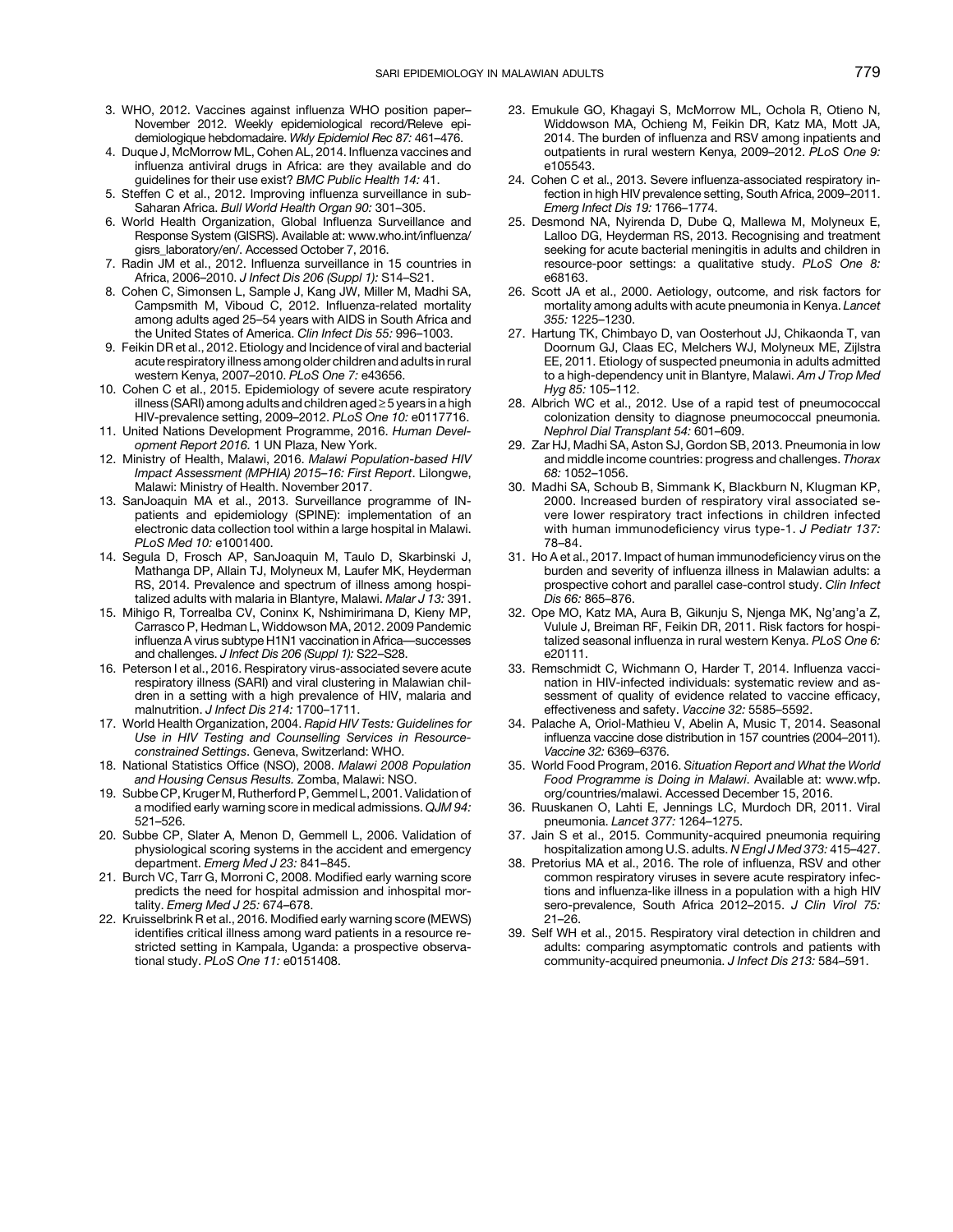3. WHO, 2012. Vaccines against influenza WHO position paper–November 2012. Weekly epidemiological record/Releve epidemiologique hebdomadaire. *Wkly Epidemiol Rec 87:* 461–476.
4. Duque J, McMorrow ML, Cohen AL, 2014. Influenza vaccines and influenza antiviral drugs in Africa: are they available and do guidelines for their use exist? *BMC Public Health 14:* 41.
5. Steffen C et al., 2012. Improving influenza surveillance in sub-Saharan Africa. *Bull World Health Organ 90:* 301–305.
6. World Health Organization, Global Influenza Surveillance and Response System (GISRS). Available at: www.who.int/influenza/gisrs_laboratory/en/. Accessed October 7, 2016.
7. Radin JM et al., 2012. Influenza surveillance in 15 countries in Africa, 2006–2010. *J Infect Dis 206 (Suppl 1):* S14–S21.
8. Cohen C, Simonsen L, Sample J, Kang JW, Miller M, Madhi SA, Campsmith M, Viboud C, 2012. Influenza-related mortality among adults aged 25–54 years with AIDS in South Africa and the United States of America. *Clin Infect Dis 55:* 996–1003.
9. Feikin DR et al., 2012. Etiology and Incidence of viral and bacterial acute respiratory illness among older children and adults in rural western Kenya, 2007–2010. *PLoS One 7:* e43656.
10. Cohen C et al., 2015. Epidemiology of severe acute respiratory illness (SARI) among adults and children aged ≥ 5 years in a high HIV-prevalence setting, 2009–2012. *PLoS One 10:* e0117716.
11. United Nations Development Programme, 2016. *Human Development Report 2016.* 1 UN Plaza, New York.
12. Ministry of Health, Malawi, 2016. *Malawi Population-based HIV Impact Assessment (MPHIA) 2015–16: First Report*. Lilongwe, Malawi: Ministry of Health. November 2017.
13. SanJoaquin MA et al., 2013. Surveillance programme of INpatients and epidemiology (SPINE): implementation of an electronic data collection tool within a large hospital in Malawi. *PLoS Med 10:* e1001400.
14. Segula D, Frosch AP, SanJoaquin M, Taulo D, Skarbinski J, Mathanga DP, Allain TJ, Molyneux M, Laufer MK, Heyderman RS, 2014. Prevalence and spectrum of illness among hospitalized adults with malaria in Blantyre, Malawi. *Malar J 13:* 391.
15. Mihigo R, Torrealba CV, Coninx K, Nshimirimana D, Kieny MP, Carrasco P, Hedman L, Widdowson MA, 2012. 2009 Pandemic influenza A virus subtype H1N1 vaccination in Africa—successes and challenges. *J Infect Dis 206 (Suppl 1):* S22–S28.
16. Peterson I et al., 2016. Respiratory virus-associated severe acute respiratory illness (SARI) and viral clustering in Malawian children in a setting with a high prevalence of HIV, malaria and malnutrition. *J Infect Dis 214:* 1700–1711.
17. World Health Organization, 2004. *Rapid HIV Tests: Guidelines for Use in HIV Testing and Counselling Services in Resource-constrained Settings*. Geneva, Switzerland: WHO.
18. National Statistics Office (NSO), 2008. *Malawi 2008 Population and Housing Census Results.* Zomba, Malawi: NSO.
19. Subbe CP, Kruger M, Rutherford P, Gemmel L, 2001. Validation of a modified early warning score in medical admissions. *QJM 94:* 521–526.
20. Subbe CP, Slater A, Menon D, Gemmell L, 2006. Validation of physiological scoring systems in the accident and emergency department. *Emerg Med J 23:* 841–845.
21. Burch VC, Tarr G, Morroni C, 2008. Modified early warning score predicts the need for hospital admission and inhospital mortality. *Emerg Med J 25:* 674–678.
22. Kruisselbrink R et al., 2016. Modified early warning score (MEWS) identifies critical illness among ward patients in a resource restricted setting in Kampala, Uganda: a prospective observational study. *PLoS One 11:* e0151408.
23. Emukule GO, Khagayi S, McMorrow ML, Ochola R, Otieno N, Widdowson MA, Ochieng M, Feikin DR, Katz MA, Mott JA, 2014. The burden of influenza and RSV among inpatients and outpatients in rural western Kenya, 2009–2012. *PLoS One 9:* e105543.
24. Cohen C et al., 2013. Severe influenza-associated respiratory infection in high HIV prevalence setting, South Africa, 2009–2011. *Emerg Infect Dis 19:* 1766–1774.
25. Desmond NA, Nyirenda D, Dube Q, Mallewa M, Molyneux E, Lalloo DG, Heyderman RS, 2013. Recognising and treatment seeking for acute bacterial meningitis in adults and children in resource-poor settings: a qualitative study. *PLoS One 8:* e68163.
26. Scott JA et al., 2000. Aetiology, outcome, and risk factors for mortality among adults with acute pneumonia in Kenya. *Lancet 355:* 1225–1230.
27. Hartung TK, Chimbayo D, van Oosterhout JJ, Chikaonda T, van Doornum GJ, Claas EC, Melchers WJ, Molyneux ME, Zijlstra EE, 2011. Etiology of suspected pneumonia in adults admitted to a high-dependency unit in Blantyre, Malawi. *Am J Trop Med Hyg 85:* 105–112.
28. Albrich WC et al., 2012. Use of a rapid test of pneumococcal colonization density to diagnose pneumococcal pneumonia. *Nephrol Dial Transplant 54:* 601–609.
29. Zar HJ, Madhi SA, Aston SJ, Gordon SB, 2013. Pneumonia in low and middle income countries: progress and challenges. *Thorax 68:* 1052–1056.
30. Madhi SA, Schoub B, Simmank K, Blackburn N, Klugman KP, 2000. Increased burden of respiratory viral associated severe lower respiratory tract infections in children infected with human immunodeficiency virus type-1. *J Pediatr 137:* 78–84.
31. Ho A et al., 2017. Impact of human immunodeficiency virus on the burden and severity of influenza illness in Malawian adults: a prospective cohort and parallel case-control study. *Clin Infect Dis 66:* 865–876.
32. Ope MO, Katz MA, Aura B, Gikunju S, Njenga MK, Ng'ang'a Z, Vulule J, Breiman RF, Feikin DR, 2011. Risk factors for hospitalized seasonal influenza in rural western Kenya. *PLoS One 6:* e20111.
33. Remschmidt C, Wichmann O, Harder T, 2014. Influenza vaccination in HIV-infected individuals: systematic review and assessment of quality of evidence related to vaccine efficacy, effectiveness and safety. *Vaccine 32:* 5585–5592.
34. Palache A, Oriol-Mathieu V, Abelin A, Music T, 2014. Seasonal influenza vaccine dose distribution in 157 countries (2004–2011). *Vaccine 32:* 6369–6376.
35. World Food Program, 2016. *Situation Report and What the World Food Programme is Doing in Malawi*. Available at: www.wfp.org/countries/malawi. Accessed December 15, 2016.
36. Ruuskanen O, Lahti E, Jennings LC, Murdoch DR, 2011. Viral pneumonia. *Lancet 377:* 1264–1275.
37. Jain S et al., 2015. Community-acquired pneumonia requiring hospitalization among U.S. adults. *N Engl J Med 373:* 415–427.
38. Pretorius MA et al., 2016. The role of influenza, RSV and other common respiratory viruses in severe acute respiratory infections and influenza-like illness in a population with a high HIV sero-prevalence, South Africa 2012–2015. *J Clin Virol 75:* 21–26.
39. Self WH et al., 2015. Respiratory viral detection in children and adults: comparing asymptomatic controls and patients with community-acquired pneumonia. *J Infect Dis 213:* 584–591.